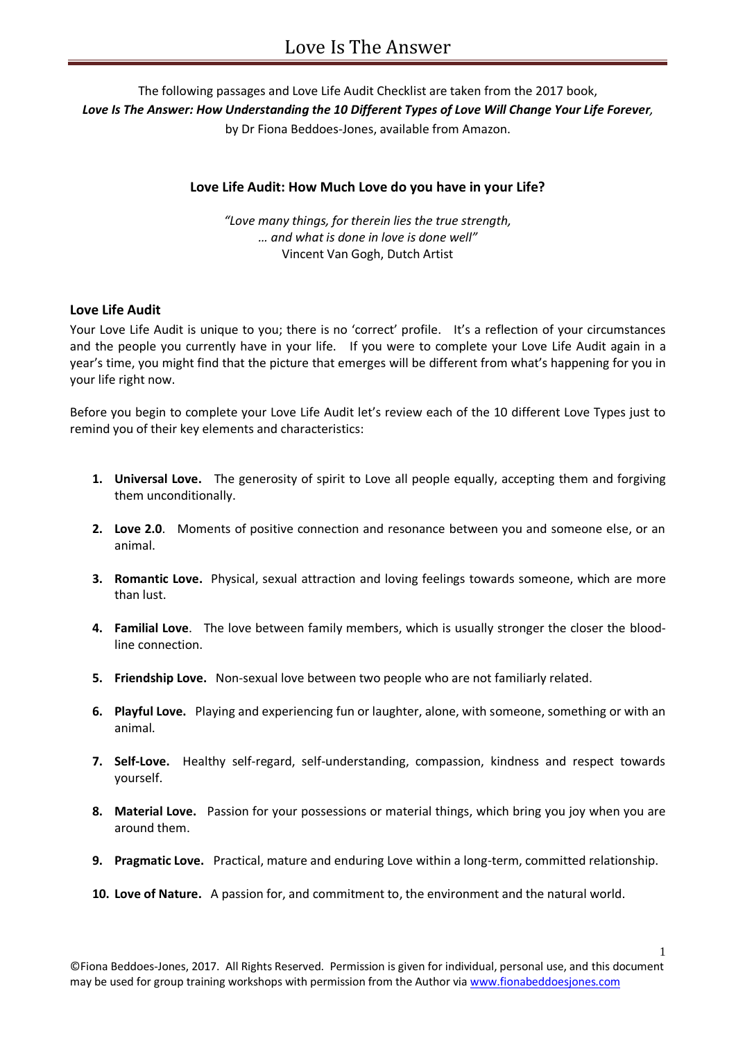# Love Is The Answer

The following passages and Love Life Audit Checklist are taken from the 2017 book, ***Love Is The Answer: How Understanding the 10 Different Types of Love Will Change Your Life Forever,*** by Dr Fiona Beddoes-Jones, available from Amazon.

## Love Life Audit: How Much Love do you have in your Life?

*"Love many things, for therein lies the true strength,*
*… and what is done in love is done well"*
Vincent Van Gogh, Dutch Artist

### Love Life Audit

Your Love Life Audit is unique to you; there is no 'correct' profile. It's a reflection of your circumstances and the people you currently have in your life. If you were to complete your Love Life Audit again in a year's time, you might find that the picture that emerges will be different from what's happening for you in your life right now.

Before you begin to complete your Love Life Audit let's review each of the 10 different Love Types just to remind you of their key elements and characteristics:

1. **Universal Love.** The generosity of spirit to Love all people equally, accepting them and forgiving them unconditionally.
2. **Love 2.0**. Moments of positive connection and resonance between you and someone else, or an animal.
3. **Romantic Love.** Physical, sexual attraction and loving feelings towards someone, which are more than lust.
4. **Familial Love**. The love between family members, which is usually stronger the closer the blood-line connection.
5. **Friendship Love.** Non-sexual love between two people who are not familiarly related.
6. **Playful Love.** Playing and experiencing fun or laughter, alone, with someone, something or with an animal.
7. **Self-Love.** Healthy self-regard, self-understanding, compassion, kindness and respect towards yourself.
8. **Material Love.** Passion for your possessions or material things, which bring you joy when you are around them.
9. **Pragmatic Love.** Practical, mature and enduring Love within a long-term, committed relationship.
10. **Love of Nature.** A passion for, and commitment to, the environment and the natural world.

©Fiona Beddoes-Jones, 2017. All Rights Reserved. Permission is given for individual, personal use, and this document may be used for group training workshops with permission from the Author via www.fionabeddoesjones.com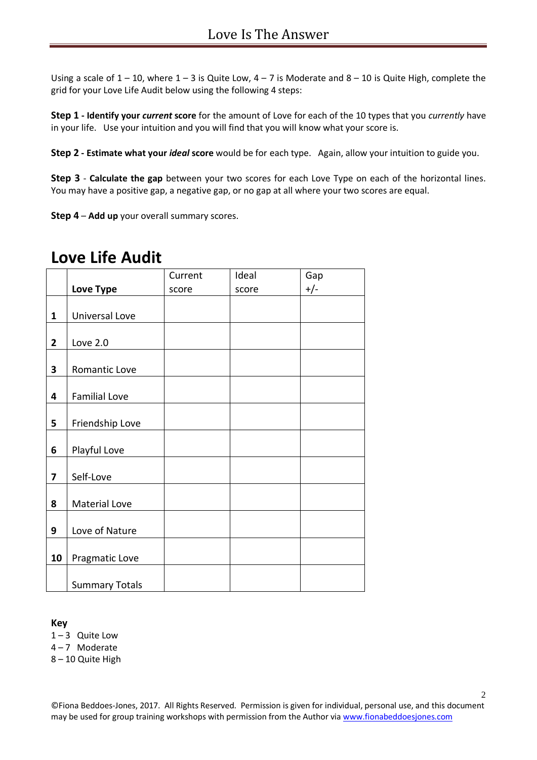Using a scale of 1 – 10, where 1 – 3 is Quite Low, 4 – 7 is Moderate and 8 – 10 is Quite High, complete the grid for your Love Life Audit below using the following 4 steps:

**Step 1 - Identify your *current* score** for the amount of Love for each of the 10 types that you *currently* have in your life. Use your intuition and you will find that you will know what your score is.

**Step 2 - Estimate what your *ideal* score** would be for each type. Again, allow your intuition to guide you.

**Step 3** - **Calculate the gap** between your two scores for each Love Type on each of the horizontal lines. You may have a positive gap, a negative gap, or no gap at all where your two scores are equal.

**Step 4** – **Add up** your overall summary scores.

## Love Life Audit

| | **Love Type** | Current score | Ideal score | Gap +/- |
|---|---|---|---|---|
| **1** | Universal Love | | | |
| **2** | Love 2.0 | | | |
| **3** | Romantic Love | | | |
| **4** | Familial Love | | | |
| **5** | Friendship Love | | | |
| **6** | Playful Love | | | |
| **7** | Self-Love | | | |
| **8** | Material Love | | | |
| **9** | Love of Nature | | | |
| **10** | Pragmatic Love | | | |
| | Summary Totals | | | |

**Key**

1 – 3 Quite Low
4 – 7 Moderate
8 – 10 Quite High

©Fiona Beddoes-Jones, 2017. All Rights Reserved. Permission is given for individual, personal use, and this document may be used for group training workshops with permission from the Author via www.fionabeddoesjones.com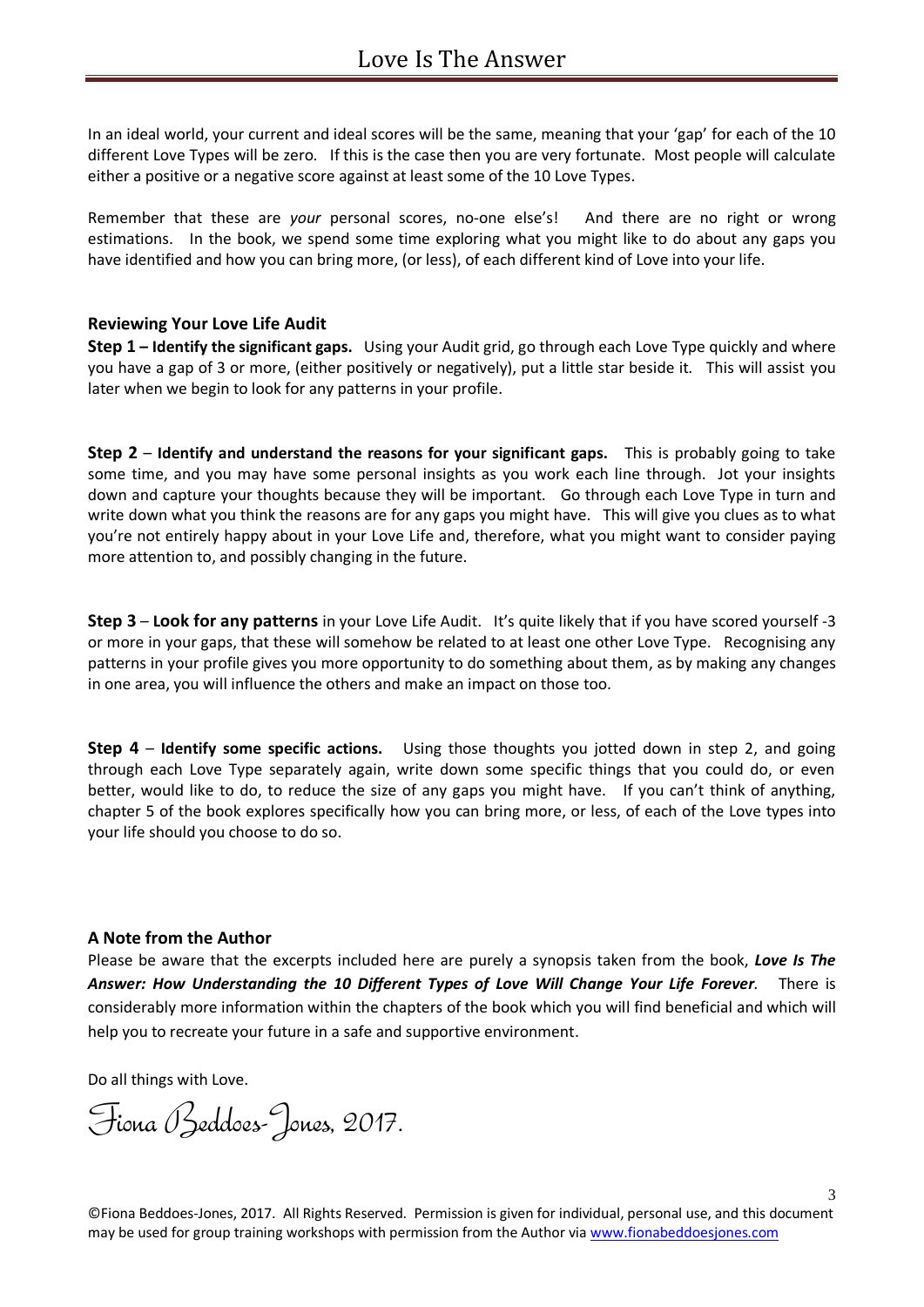In an ideal world, your current and ideal scores will be the same, meaning that your 'gap' for each of the 10 different Love Types will be zero. If this is the case then you are very fortunate. Most people will calculate either a positive or a negative score against at least some of the 10 Love Types.

Remember that these are *your* personal scores, no-one else's! And there are no right or wrong estimations. In the book, we spend some time exploring what you might like to do about any gaps you have identified and how you can bring more, (or less), of each different kind of Love into your life.

### Reviewing Your Love Life Audit

**Step 1 – Identify the significant gaps.** Using your Audit grid, go through each Love Type quickly and where you have a gap of 3 or more, (either positively or negatively), put a little star beside it. This will assist you later when we begin to look for any patterns in your profile.

**Step 2** – **Identify and understand the reasons for your significant gaps.** This is probably going to take some time, and you may have some personal insights as you work each line through. Jot your insights down and capture your thoughts because they will be important. Go through each Love Type in turn and write down what you think the reasons are for any gaps you might have. This will give you clues as to what you're not entirely happy about in your Love Life and, therefore, what you might want to consider paying more attention to, and possibly changing in the future.

**Step 3** – **Look for any patterns** in your Love Life Audit. It's quite likely that if you have scored yourself -3 or more in your gaps, that these will somehow be related to at least one other Love Type. Recognising any patterns in your profile gives you more opportunity to do something about them, as by making any changes in one area, you will influence the others and make an impact on those too.

**Step 4** – **Identify some specific actions.** Using those thoughts you jotted down in step 2, and going through each Love Type separately again, write down some specific things that you could do, or even better, would like to do, to reduce the size of any gaps you might have. If you can't think of anything, chapter 5 of the book explores specifically how you can bring more, or less, of each of the Love types into your life should you choose to do so.

### A Note from the Author

Please be aware that the excerpts included here are purely a synopsis taken from the book, ***Love Is The Answer: How Understanding the 10 Different Types of Love Will Change Your Life Forever***. There is considerably more information within the chapters of the book which you will find beneficial and which will help you to recreate your future in a safe and supportive environment.

Do all things with Love.

Fiona Beddoes-Jones, 2017.

©Fiona Beddoes-Jones, 2017. All Rights Reserved. Permission is given for individual, personal use, and this document may be used for group training workshops with permission from the Author via www.fionabeddoesjones.com